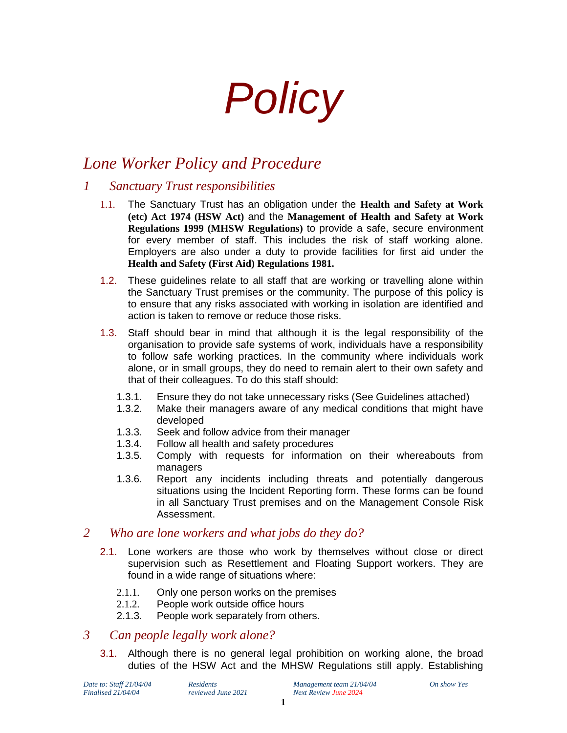# Policy

## Lone Worker Policy and Procedure

### 1 Sanctuary Trust responsibilities

1.1. The Sanctuary Trust has an obligation under the **Health and Safety at Work (etc) Act 1974 (HSW Act)** and the **Management of Health and Safety at Work Regulations 1999 (MHSW Regulations)** to provide a safe, secure environment for every member of staff. This includes the risk of staff working alone. Employers are also under a duty to provide facilities for first aid under the **Health and Safety (First Aid) Regulations 1981.**

1.2. These guidelines relate to all staff that are working or travelling alone within the Sanctuary Trust premises or the community. The purpose of this policy is to ensure that any risks associated with working in isolation are identified and action is taken to remove or reduce those risks.

1.3. Staff should bear in mind that although it is the legal responsibility of the organisation to provide safe systems of work, individuals have a responsibility to follow safe working practices. In the community where individuals work alone, or in small groups, they do need to remain alert to their own safety and that of their colleagues. To do this staff should:

- 1.3.1. Ensure they do not take unnecessary risks (See Guidelines attached)
- 1.3.2. Make their managers aware of any medical conditions that might have developed
- 1.3.3. Seek and follow advice from their manager
- 1.3.4. Follow all health and safety procedures
- 1.3.5. Comply with requests for information on their whereabouts from managers
- 1.3.6. Report any incidents including threats and potentially dangerous situations using the Incident Reporting form. These forms can be found in all Sanctuary Trust premises and on the Management Console Risk Assessment.

### 2 Who are lone workers and what jobs do they do?

2.1. Lone workers are those who work by themselves without close or direct supervision such as Resettlement and Floating Support workers. They are found in a wide range of situations where:

- 2.1.1. Only one person works on the premises
- 2.1.2. People work outside office hours
- 2.1.3. People work separately from others.

### 3 Can people legally work alone?

3.1. Although there is no general legal prohibition on working alone, the broad duties of the HSW Act and the MHSW Regulations still apply. Establishing

*Date to: Staff 21/04/04 | Residents | Management team 21/04/04 | On show Yes*
*Finalised 21/04/04 | reviewed June 2021 | Next Review June 2024*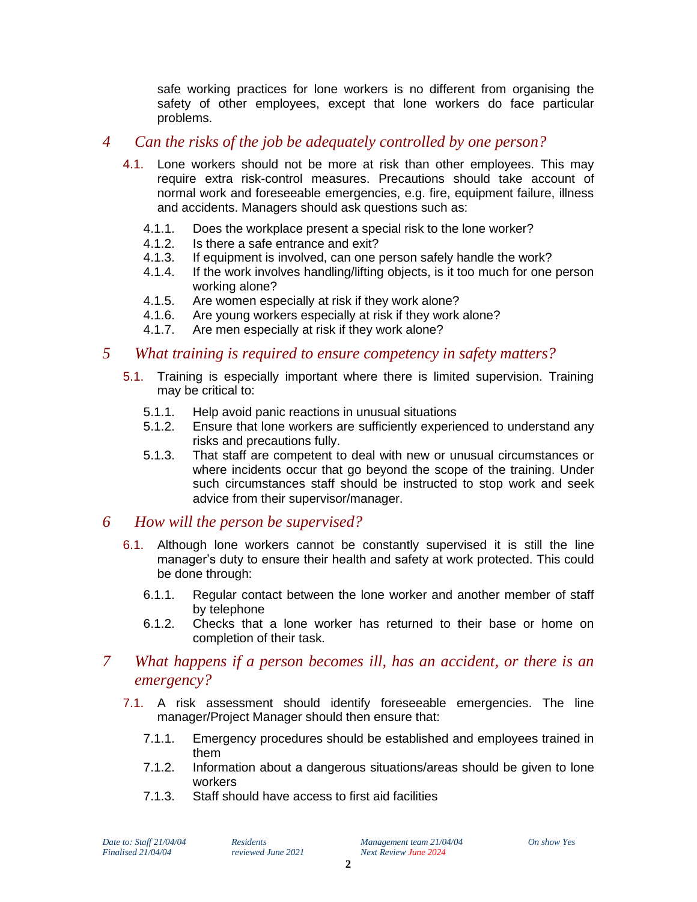safe working practices for lone workers is no different from organising the safety of other employees, except that lone workers do face particular problems.

## *4 Can the risks of the job be adequately controlled by one person?*

4.1. Lone workers should not be more at risk than other employees. This may require extra risk-control measures. Precautions should take account of normal work and foreseeable emergencies, e.g. fire, equipment failure, illness and accidents. Managers should ask questions such as:

- 4.1.1. Does the workplace present a special risk to the lone worker?
- 4.1.2. Is there a safe entrance and exit?
- 4.1.3. If equipment is involved, can one person safely handle the work?
- 4.1.4. If the work involves handling/lifting objects, is it too much for one person working alone?
- 4.1.5. Are women especially at risk if they work alone?
- 4.1.6. Are young workers especially at risk if they work alone?
- 4.1.7. Are men especially at risk if they work alone?

## *5 What training is required to ensure competency in safety matters?*

5.1. Training is especially important where there is limited supervision. Training may be critical to:

- 5.1.1. Help avoid panic reactions in unusual situations
- 5.1.2. Ensure that lone workers are sufficiently experienced to understand any risks and precautions fully.
- 5.1.3. That staff are competent to deal with new or unusual circumstances or where incidents occur that go beyond the scope of the training. Under such circumstances staff should be instructed to stop work and seek advice from their supervisor/manager.

## *6 How will the person be supervised?*

6.1. Although lone workers cannot be constantly supervised it is still the line manager's duty to ensure their health and safety at work protected. This could be done through:

- 6.1.1. Regular contact between the lone worker and another member of staff by telephone
- 6.1.2. Checks that a lone worker has returned to their base or home on completion of their task.

## *7 What happens if a person becomes ill, has an accident, or there is an emergency?*

7.1. A risk assessment should identify foreseeable emergencies. The line manager/Project Manager should then ensure that:

- 7.1.1. Emergency procedures should be established and employees trained in them
- 7.1.2. Information about a dangerous situations/areas should be given to lone workers
- 7.1.3. Staff should have access to first aid facilities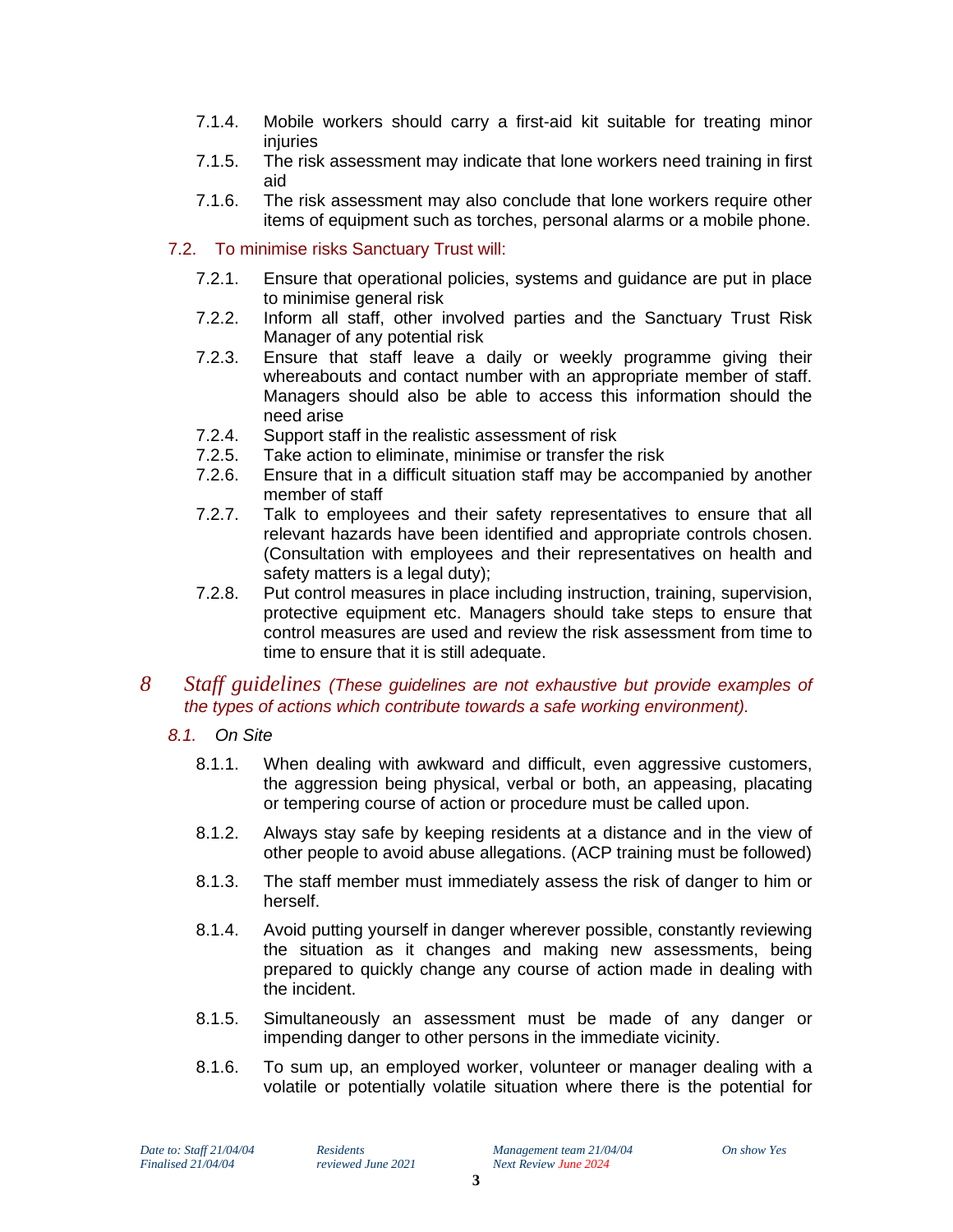7.1.4. Mobile workers should carry a first-aid kit suitable for treating minor injuries

7.1.5. The risk assessment may indicate that lone workers need training in first aid

7.1.6. The risk assessment may also conclude that lone workers require other items of equipment such as torches, personal alarms or a mobile phone.

### 7.2. To minimise risks Sanctuary Trust will:

7.2.1. Ensure that operational policies, systems and guidance are put in place to minimise general risk

7.2.2. Inform all staff, other involved parties and the Sanctuary Trust Risk Manager of any potential risk

7.2.3. Ensure that staff leave a daily or weekly programme giving their whereabouts and contact number with an appropriate member of staff. Managers should also be able to access this information should the need arise

7.2.4. Support staff in the realistic assessment of risk

7.2.5. Take action to eliminate, minimise or transfer the risk

7.2.6. Ensure that in a difficult situation staff may be accompanied by another member of staff

7.2.7. Talk to employees and their safety representatives to ensure that all relevant hazards have been identified and appropriate controls chosen. (Consultation with employees and their representatives on health and safety matters is a legal duty);

7.2.8. Put control measures in place including instruction, training, supervision, protective equipment etc. Managers should take steps to ensure that control measures are used and review the risk assessment from time to time to ensure that it is still adequate.

## 8 *Staff guidelines* *(These guidelines are not exhaustive but provide examples of the types of actions which contribute towards a safe working environment).*

### *8.1. On Site*

8.1.1. When dealing with awkward and difficult, even aggressive customers, the aggression being physical, verbal or both, an appeasing, placating or tempering course of action or procedure must be called upon.

8.1.2. Always stay safe by keeping residents at a distance and in the view of other people to avoid abuse allegations. (ACP training must be followed)

8.1.3. The staff member must immediately assess the risk of danger to him or herself.

8.1.4. Avoid putting yourself in danger wherever possible, constantly reviewing the situation as it changes and making new assessments, being prepared to quickly change any course of action made in dealing with the incident.

8.1.5. Simultaneously an assessment must be made of any danger or impending danger to other persons in the immediate vicinity.

8.1.6. To sum up, an employed worker, volunteer or manager dealing with a volatile or potentially volatile situation where there is the potential for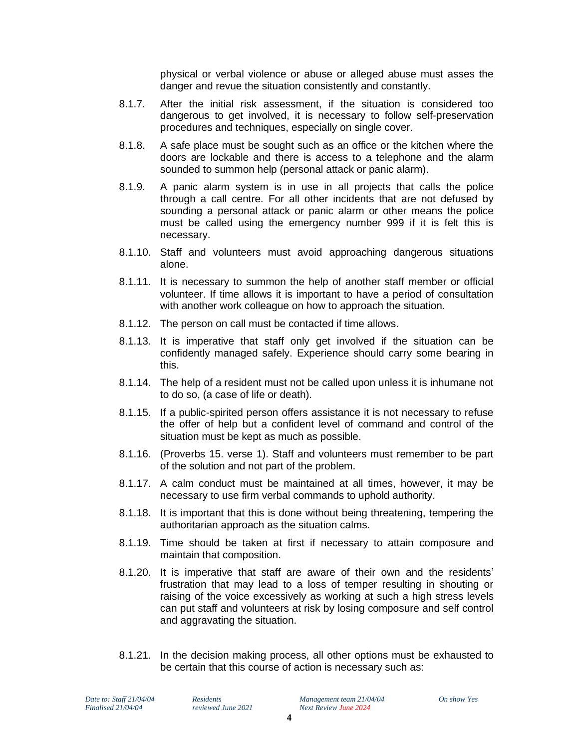physical or verbal violence or abuse or alleged abuse must asses the danger and revue the situation consistently and constantly.

8.1.7. After the initial risk assessment, if the situation is considered too dangerous to get involved, it is necessary to follow self-preservation procedures and techniques, especially on single cover.

8.1.8. A safe place must be sought such as an office or the kitchen where the doors are lockable and there is access to a telephone and the alarm sounded to summon help (personal attack or panic alarm).

8.1.9. A panic alarm system is in use in all projects that calls the police through a call centre. For all other incidents that are not defused by sounding a personal attack or panic alarm or other means the police must be called using the emergency number 999 if it is felt this is necessary.

8.1.10. Staff and volunteers must avoid approaching dangerous situations alone.

8.1.11. It is necessary to summon the help of another staff member or official volunteer. If time allows it is important to have a period of consultation with another work colleague on how to approach the situation.

8.1.12. The person on call must be contacted if time allows.

8.1.13. It is imperative that staff only get involved if the situation can be confidently managed safely. Experience should carry some bearing in this.

8.1.14. The help of a resident must not be called upon unless it is inhumane not to do so, (a case of life or death).

8.1.15. If a public-spirited person offers assistance it is not necessary to refuse the offer of help but a confident level of command and control of the situation must be kept as much as possible.

8.1.16. (Proverbs 15. verse 1). Staff and volunteers must remember to be part of the solution and not part of the problem.

8.1.17. A calm conduct must be maintained at all times, however, it may be necessary to use firm verbal commands to uphold authority.

8.1.18. It is important that this is done without being threatening, tempering the authoritarian approach as the situation calms.

8.1.19. Time should be taken at first if necessary to attain composure and maintain that composition.

8.1.20. It is imperative that staff are aware of their own and the residents' frustration that may lead to a loss of temper resulting in shouting or raising of the voice excessively as working at such a high stress levels can put staff and volunteers at risk by losing composure and self control and aggravating the situation.

8.1.21. In the decision making process, all other options must be exhausted to be certain that this course of action is necessary such as: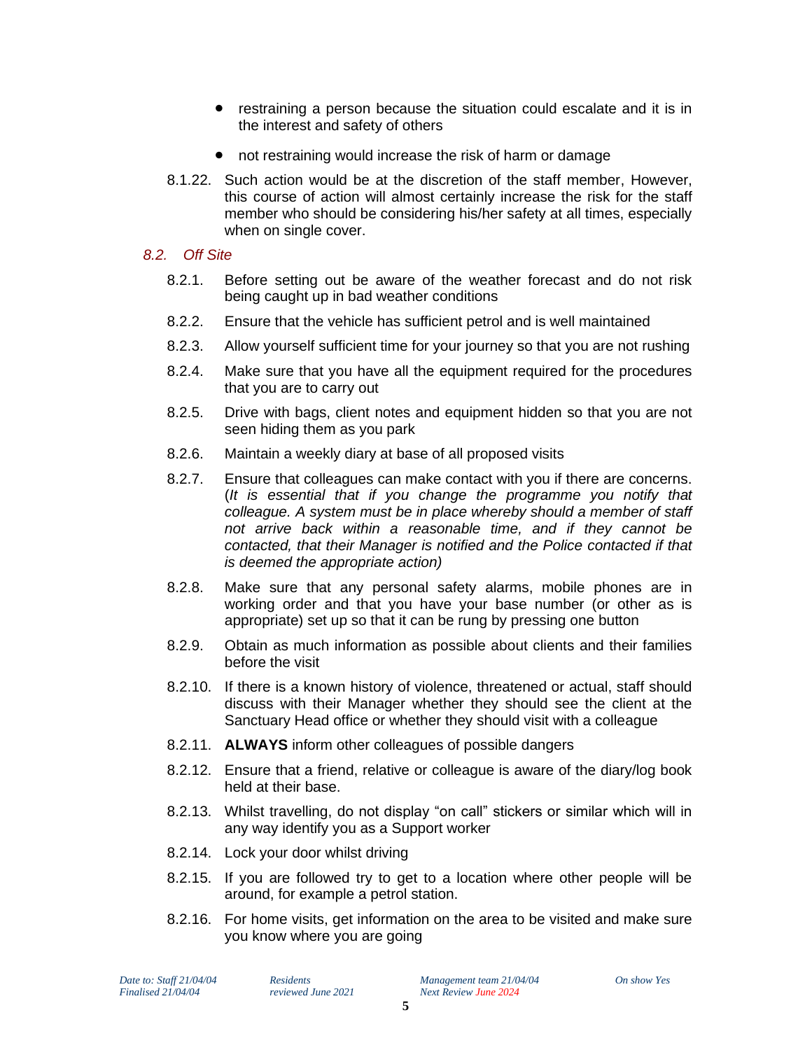- restraining a person because the situation could escalate and it is in the interest and safety of others
- not restraining would increase the risk of harm or damage

8.1.22. Such action would be at the discretion of the staff member, However, this course of action will almost certainly increase the risk for the staff member who should be considering his/her safety at all times, especially when on single cover.

### *8.2. Off Site*

8.2.1. Before setting out be aware of the weather forecast and do not risk being caught up in bad weather conditions

8.2.2. Ensure that the vehicle has sufficient petrol and is well maintained

8.2.3. Allow yourself sufficient time for your journey so that you are not rushing

8.2.4. Make sure that you have all the equipment required for the procedures that you are to carry out

8.2.5. Drive with bags, client notes and equipment hidden so that you are not seen hiding them as you park

8.2.6. Maintain a weekly diary at base of all proposed visits

8.2.7. Ensure that colleagues can make contact with you if there are concerns. (*It is essential that if you change the programme you notify that colleague. A system must be in place whereby should a member of staff not arrive back within a reasonable time, and if they cannot be contacted, that their Manager is notified and the Police contacted if that is deemed the appropriate action)*

8.2.8. Make sure that any personal safety alarms, mobile phones are in working order and that you have your base number (or other as is appropriate) set up so that it can be rung by pressing one button

8.2.9. Obtain as much information as possible about clients and their families before the visit

8.2.10. If there is a known history of violence, threatened or actual, staff should discuss with their Manager whether they should see the client at the Sanctuary Head office or whether they should visit with a colleague

8.2.11. **ALWAYS** inform other colleagues of possible dangers

8.2.12. Ensure that a friend, relative or colleague is aware of the diary/log book held at their base.

8.2.13. Whilst travelling, do not display "on call" stickers or similar which will in any way identify you as a Support worker

8.2.14. Lock your door whilst driving

8.2.15. If you are followed try to get to a location where other people will be around, for example a petrol station.

8.2.16. For home visits, get information on the area to be visited and make sure you know where you are going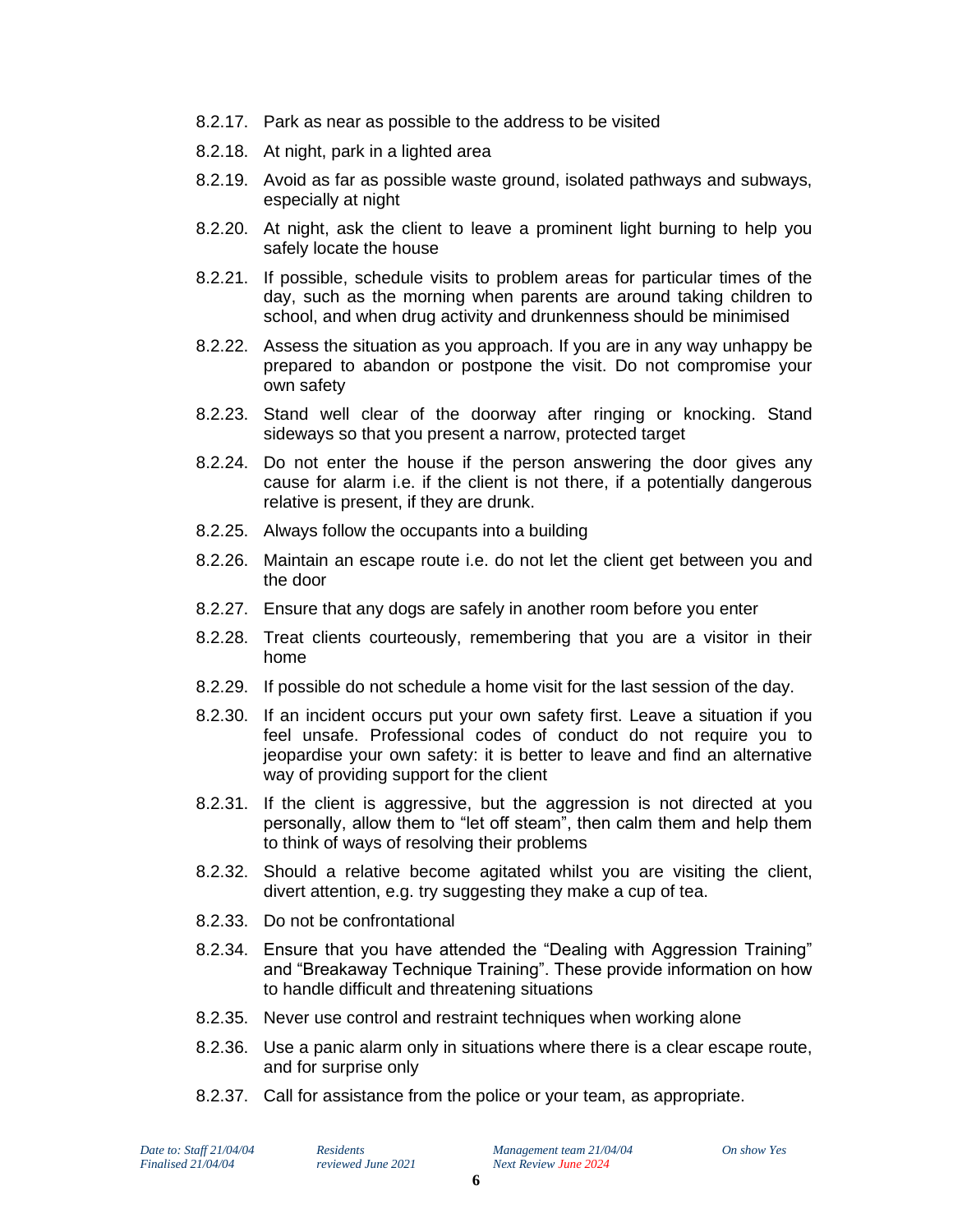8.2.17. Park as near as possible to the address to be visited

8.2.18. At night, park in a lighted area

8.2.19. Avoid as far as possible waste ground, isolated pathways and subways, especially at night

8.2.20. At night, ask the client to leave a prominent light burning to help you safely locate the house

8.2.21. If possible, schedule visits to problem areas for particular times of the day, such as the morning when parents are around taking children to school, and when drug activity and drunkenness should be minimised

8.2.22. Assess the situation as you approach. If you are in any way unhappy be prepared to abandon or postpone the visit. Do not compromise your own safety

8.2.23. Stand well clear of the doorway after ringing or knocking. Stand sideways so that you present a narrow, protected target

8.2.24. Do not enter the house if the person answering the door gives any cause for alarm i.e. if the client is not there, if a potentially dangerous relative is present, if they are drunk.

8.2.25. Always follow the occupants into a building

8.2.26. Maintain an escape route i.e. do not let the client get between you and the door

8.2.27. Ensure that any dogs are safely in another room before you enter

8.2.28. Treat clients courteously, remembering that you are a visitor in their home

8.2.29. If possible do not schedule a home visit for the last session of the day.

8.2.30. If an incident occurs put your own safety first. Leave a situation if you feel unsafe. Professional codes of conduct do not require you to jeopardise your own safety: it is better to leave and find an alternative way of providing support for the client

8.2.31. If the client is aggressive, but the aggression is not directed at you personally, allow them to "let off steam", then calm them and help them to think of ways of resolving their problems

8.2.32. Should a relative become agitated whilst you are visiting the client, divert attention, e.g. try suggesting they make a cup of tea.

8.2.33. Do not be confrontational

8.2.34. Ensure that you have attended the "Dealing with Aggression Training" and "Breakaway Technique Training". These provide information on how to handle difficult and threatening situations

8.2.35. Never use control and restraint techniques when working alone

8.2.36. Use a panic alarm only in situations where there is a clear escape route, and for surprise only

8.2.37. Call for assistance from the police or your team, as appropriate.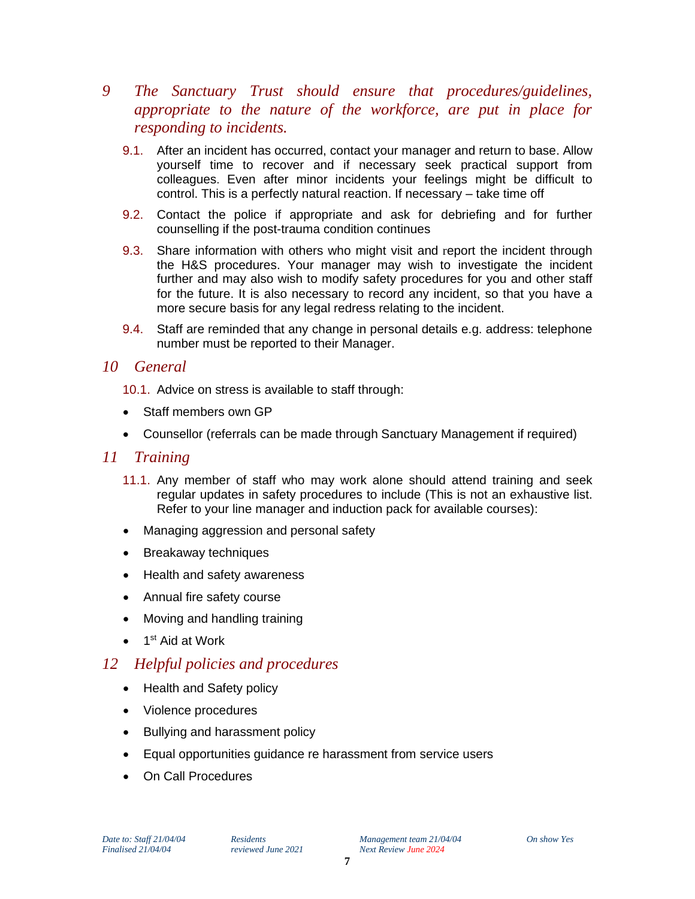## 9 *The Sanctuary Trust should ensure that procedures/guidelines, appropriate to the nature of the workforce, are put in place for responding to incidents.*

9.1. After an incident has occurred, contact your manager and return to base. Allow yourself time to recover and if necessary seek practical support from colleagues. Even after minor incidents your feelings might be difficult to control. This is a perfectly natural reaction. If necessary – take time off

9.2. Contact the police if appropriate and ask for debriefing and for further counselling if the post-trauma condition continues

9.3. Share information with others who might visit and report the incident through the H&S procedures. Your manager may wish to investigate the incident further and may also wish to modify safety procedures for you and other staff for the future. It is also necessary to record any incident, so that you have a more secure basis for any legal redress relating to the incident.

9.4. Staff are reminded that any change in personal details e.g. address: telephone number must be reported to their Manager.

## 10 *General*

10.1. Advice on stress is available to staff through:

- Staff members own GP
- Counsellor (referrals can be made through Sanctuary Management if required)

## 11 *Training*

11.1. Any member of staff who may work alone should attend training and seek regular updates in safety procedures to include (This is not an exhaustive list. Refer to your line manager and induction pack for available courses):

- Managing aggression and personal safety
- Breakaway techniques
- Health and safety awareness
- Annual fire safety course
- Moving and handling training
- 1st Aid at Work

## 12 *Helpful policies and procedures*

- Health and Safety policy
- Violence procedures
- Bullying and harassment policy
- Equal opportunities guidance re harassment from service users
- On Call Procedures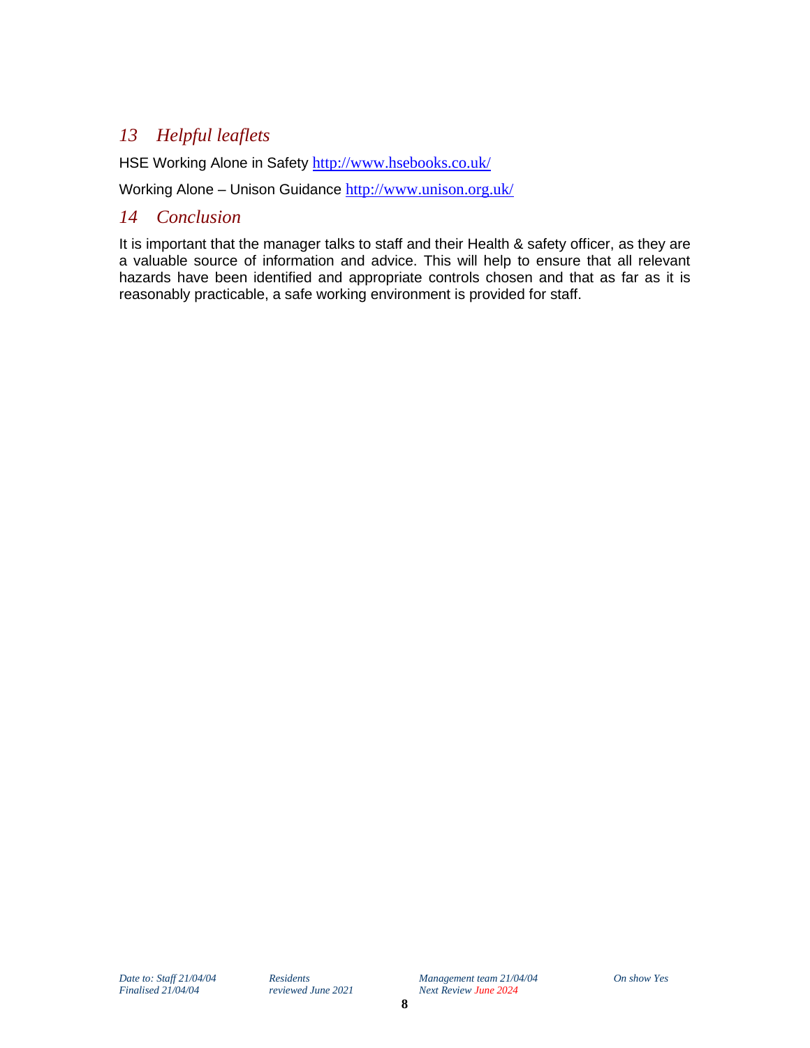## 13 Helpful leaflets

HSE Working Alone in Safety http://www.hsebooks.co.uk/

Working Alone – Unison Guidance http://www.unison.org.uk/

## 14 Conclusion

It is important that the manager talks to staff and their Health & safety officer, as they are a valuable source of information and advice. This will help to ensure that all relevant hazards have been identified and appropriate controls chosen and that as far as it is reasonably practicable, a safe working environment is provided for staff.